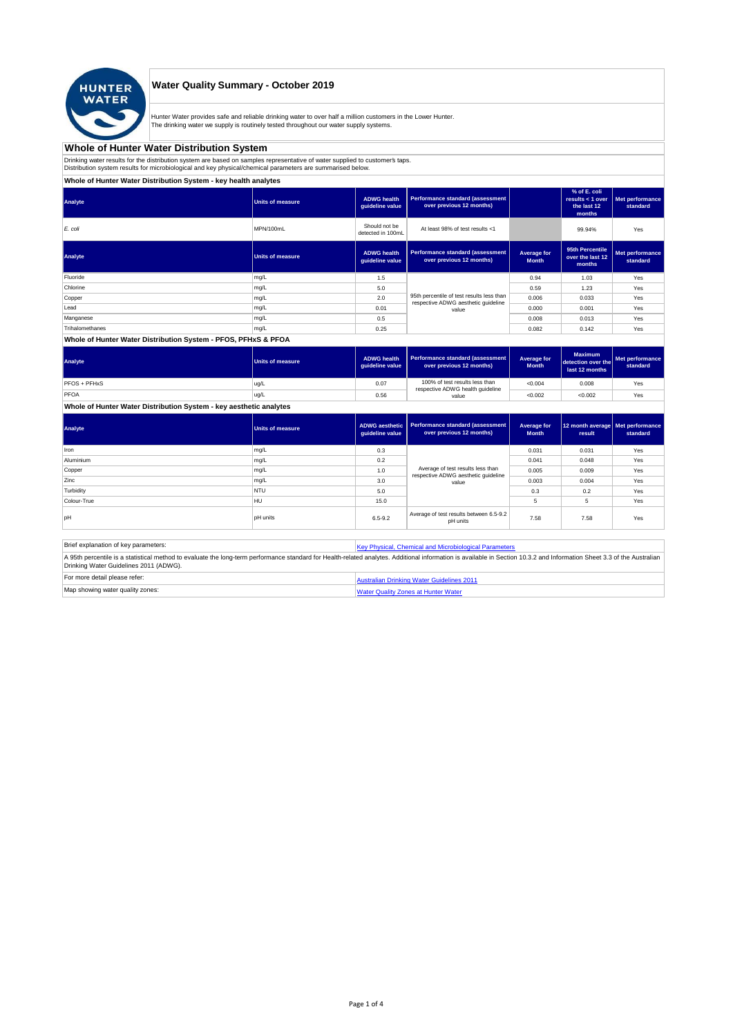# Water Quality Summary - October 2019

Hunter Water provides safe and reliable drinking water to over half a million customers in the Lower Hunter.
The drinking water we supply is routinely tested throughout our water supply systems.

## Whole of Hunter Water Distribution System

Drinking water results for the distribution system are based on samples representative of water supplied to customer's taps.
Distribution system results for microbiological and key physical/chemical parameters are summarised below.

### Whole of Hunter Water Distribution System - key health analytes

| Analyte | Units of measure | ADWG health guideline value | Performance standard (assessment over previous 12 months) | | % of E. coli results < 1 over the last 12 months | Met performance standard |
|---|---|---|---|---|---|---|
| *E. coli* | MPN/100mL | Should not be detected in 100mL | At least 98% of test results <1 | | 99.94% | Yes |

| Analyte | Units of measure | ADWG health guideline value | Performance standard (assessment over previous 12 months) | Average for Month | 95th Percentile over the last 12 months | Met performance standard |
|---|---|---|---|---|---|---|
| Fluoride | mg/L | 1.5 | 95th percentile of test results less than respective ADWG aesthetic guideline value | 0.94 | 1.03 | Yes |
| Chlorine | mg/L | 5.0 | | 0.59 | 1.23 | Yes |
| Copper | mg/L | 2.0 | | 0.006 | 0.033 | Yes |
| Lead | mg/L | 0.01 | | 0.000 | 0.001 | Yes |
| Manganese | mg/L | 0.5 | | 0.008 | 0.013 | Yes |
| Trihalomethanes | mg/L | 0.25 | | 0.082 | 0.142 | Yes |

### Whole of Hunter Water Distribution System - PFOS, PFHxS & PFOA

| Analyte | Units of measure | ADWG health guideline value | Performance standard (assessment over previous 12 months) | Average for Month | Maximum detection over the last 12 months | Met performance standard |
|---|---|---|---|---|---|---|
| PFOS + PFHxS | ug/L | 0.07 | 100% of test results less than respective ADWG health guideline value | <0.004 | 0.008 | Yes |
| PFOA | ug/L | 0.56 | | <0.002 | <0.002 | Yes |

### Whole of Hunter Water Distribution System - key aesthetic analytes

| Analyte | Units of measure | ADWG aesthetic guideline value | Performance standard (assessment over previous 12 months) | Average for Month | 12 month average result | Met performance standard |
|---|---|---|---|---|---|---|
| Iron | mg/L | 0.3 | Average of test results less than respective ADWG aesthetic guideline value | 0.031 | 0.031 | Yes |
| Aluminium | mg/L | 0.2 | | 0.041 | 0.048 | Yes |
| Copper | mg/L | 1.0 | | 0.005 | 0.009 | Yes |
| Zinc | mg/L | 3.0 | | 0.003 | 0.004 | Yes |
| Turbidity | NTU | 5.0 | | 0.3 | 0.2 | Yes |
| Colour-True | HU | 15.0 | | 5 | 5 | Yes |
| pH | pH units | 6.5-9.2 | Average of test results between 6.5-9.2 pH units | 7.58 | 7.58 | Yes |

| Brief explanation of key parameters: | Key Physical, Chemical and Microbiological Parameters |
|---|---|
| A 95th percentile is a statistical method to evaluate the long-term performance standard for Health-related analytes. Additional information is available in Section 10.3.2 and Information Sheet 3.3 of the Australian Drinking Water Guidelines 2011 (ADWG). | |
| For more detail please refer: | Australian Drinking Water Guidelines 2011 |
| Map showing water quality zones: | Water Quality Zones at Hunter Water |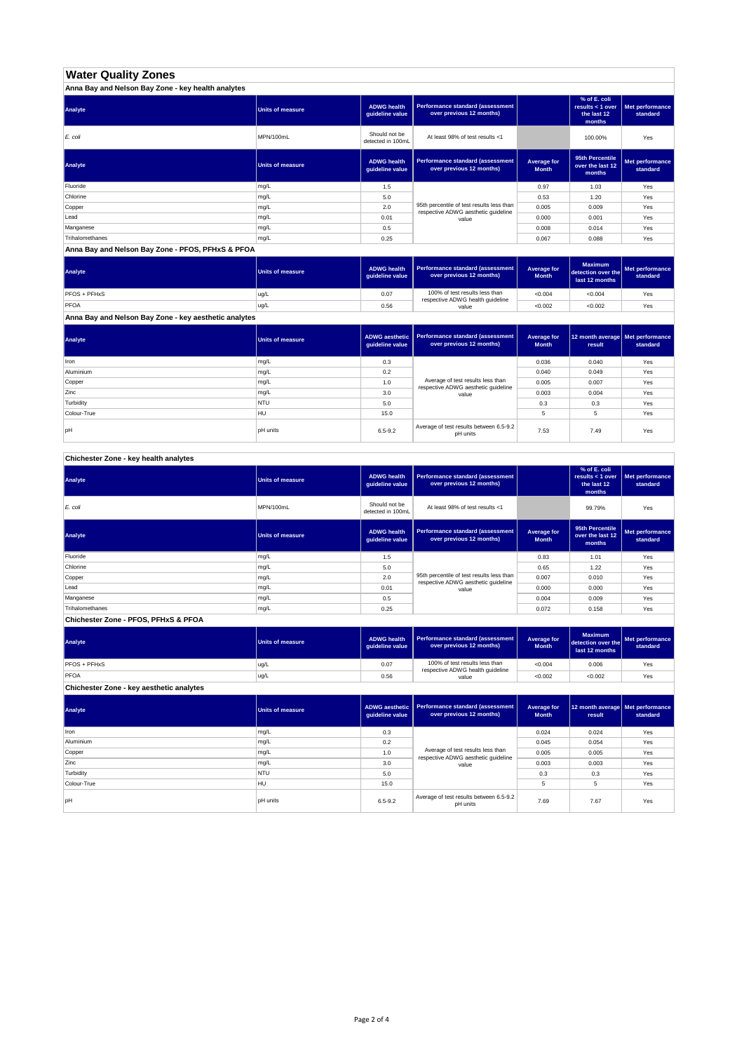# Water Quality Zones

## Anna Bay and Nelson Bay Zone - key health analytes

| Analyte | Units of measure | ADWG health guideline value | Performance standard (assessment over previous 12 months) | | % of E. coli results < 1 over the last 12 months | Met performance standard |
|---|---|---|---|---|---|---|
| *E. coli* | MPN/100mL | Should not be detected in 100mL | At least 98% of test results <1 | | 100.00% | Yes |

| Analyte | Units of measure | ADWG health guideline value | Performance standard (assessment over previous 12 months) | Average for Month | 95th Percentile over the last 12 months | Met performance standard |
|---|---|---|---|---|---|---|
| Fluoride | mg/L | 1.5 | 95th percentile of test results less than respective ADWG aesthetic guideline value | 0.97 | 1.03 | Yes |
| Chlorine | mg/L | 5.0 | | 0.53 | 1.20 | Yes |
| Copper | mg/L | 2.0 | | 0.005 | 0.009 | Yes |
| Lead | mg/L | 0.01 | | 0.000 | 0.001 | Yes |
| Manganese | mg/L | 0.5 | | 0.008 | 0.014 | Yes |
| Trihalomethanes | mg/L | 0.25 | | 0.067 | 0.088 | Yes |

## Anna Bay and Nelson Bay Zone - PFOS, PFHxS & PFOA

| Analyte | Units of measure | ADWG health guideline value | Performance standard (assessment over previous 12 months) | Average for Month | Maximum detection over the last 12 months | Met performance standard |
|---|---|---|---|---|---|---|
| PFOS + PFHxS | ug/L | 0.07 | 100% of test results less than respective ADWG health guideline value | <0.004 | <0.004 | Yes |
| PFOA | ug/L | 0.56 | | <0.002 | <0.002 | Yes |

## Anna Bay and Nelson Bay Zone - key aesthetic analytes

| Analyte | Units of measure | ADWG aesthetic guideline value | Performance standard (assessment over previous 12 months) | Average for Month | 12 month average result | Met performance standard |
|---|---|---|---|---|---|---|
| Iron | mg/L | 0.3 | Average of test results less than respective ADWG aesthetic guideline value | 0.036 | 0.040 | Yes |
| Aluminium | mg/L | 0.2 | | 0.040 | 0.049 | Yes |
| Copper | mg/L | 1.0 | | 0.005 | 0.007 | Yes |
| Zinc | mg/L | 3.0 | | 0.003 | 0.004 | Yes |
| Turbidity | NTU | 5.0 | | 0.3 | 0.3 | Yes |
| Colour-True | HU | 15.0 | | 5 | 5 | Yes |
| pH | pH units | 6.5-9.2 | Average of test results between 6.5-9.2 pH units | 7.53 | 7.49 | Yes |

## Chichester Zone - key health analytes

| Analyte | Units of measure | ADWG health guideline value | Performance standard (assessment over previous 12 months) | | % of E. coli results < 1 over the last 12 months | Met performance standard |
|---|---|---|---|---|---|---|
| *E. coli* | MPN/100mL | Should not be detected in 100mL | At least 98% of test results <1 | | 99.79% | Yes |

| Analyte | Units of measure | ADWG health guideline value | Performance standard (assessment over previous 12 months) | Average for Month | 95th Percentile over the last 12 months | Met performance standard |
|---|---|---|---|---|---|---|
| Fluoride | mg/L | 1.5 | 95th percentile of test results less than respective ADWG aesthetic guideline value | 0.83 | 1.01 | Yes |
| Chlorine | mg/L | 5.0 | | 0.65 | 1.22 | Yes |
| Copper | mg/L | 2.0 | | 0.007 | 0.010 | Yes |
| Lead | mg/L | 0.01 | | 0.000 | 0.000 | Yes |
| Manganese | mg/L | 0.5 | | 0.004 | 0.009 | Yes |
| Trihalomethanes | mg/L | 0.25 | | 0.072 | 0.158 | Yes |

## Chichester Zone - PFOS, PFHxS & PFOA

| Analyte | Units of measure | ADWG health guideline value | Performance standard (assessment over previous 12 months) | Average for Month | Maximum detection over the last 12 months | Met performance standard |
|---|---|---|---|---|---|---|
| PFOS + PFHxS | ug/L | 0.07 | 100% of test results less than respective ADWG health guideline value | <0.004 | 0.006 | Yes |
| PFOA | ug/L | 0.56 | | <0.002 | <0.002 | Yes |

## Chichester Zone - key aesthetic analytes

| Analyte | Units of measure | ADWG aesthetic guideline value | Performance standard (assessment over previous 12 months) | Average for Month | 12 month average result | Met performance standard |
|---|---|---|---|---|---|---|
| Iron | mg/L | 0.3 | Average of test results less than respective ADWG aesthetic guideline value | 0.024 | 0.024 | Yes |
| Aluminium | mg/L | 0.2 | | 0.045 | 0.054 | Yes |
| Copper | mg/L | 1.0 | | 0.005 | 0.005 | Yes |
| Zinc | mg/L | 3.0 | | 0.003 | 0.003 | Yes |
| Turbidity | NTU | 5.0 | | 0.3 | 0.3 | Yes |
| Colour-True | HU | 15.0 | | 5 | 5 | Yes |
| pH | pH units | 6.5-9.2 | Average of test results between 6.5-9.2 pH units | 7.69 | 7.67 | Yes |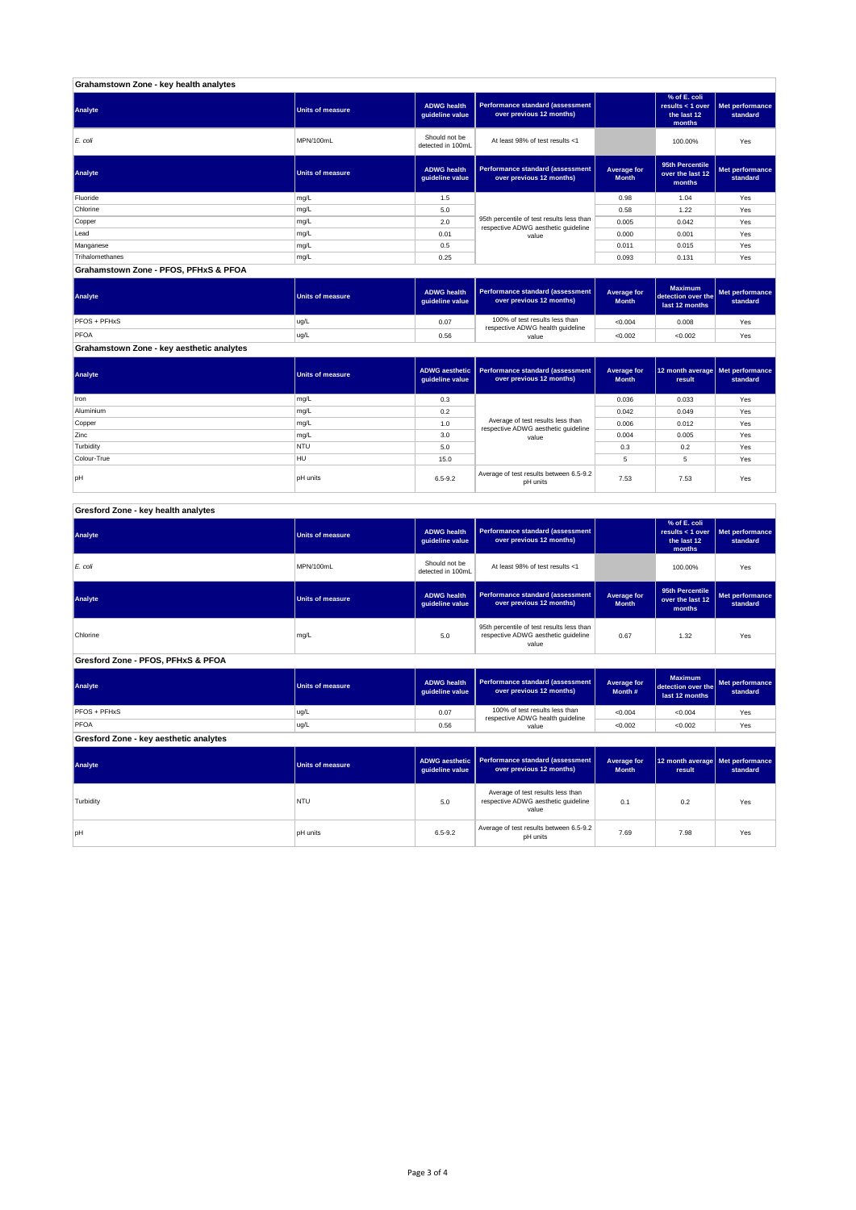## Grahamstown Zone - key health analytes

| Analyte | Units of measure | ADWG health guideline value | Performance standard (assessment over previous 12 months) | | % of E. coli results < 1 over the last 12 months | Met performance standard |
|---|---|---|---|---|---|---|
| *E. coli* | MPN/100mL | Should not be detected in 100mL | At least 98% of test results <1 | | 100.00% | Yes |

| Analyte | Units of measure | ADWG health guideline value | Performance standard (assessment over previous 12 months) | Average for Month | 95th Percentile over the last 12 months | Met performance standard |
|---|---|---|---|---|---|---|
| Fluoride | mg/L | 1.5 | 95th percentile of test results less than respective ADWG aesthetic guideline value | 0.98 | 1.04 | Yes |
| Chlorine | mg/L | 5.0 | | 0.58 | 1.22 | Yes |
| Copper | mg/L | 2.0 | | 0.005 | 0.042 | Yes |
| Lead | mg/L | 0.01 | | 0.000 | 0.001 | Yes |
| Manganese | mg/L | 0.5 | | 0.011 | 0.015 | Yes |
| Trihalomethanes | mg/L | 0.25 | | 0.093 | 0.131 | Yes |

## Grahamstown Zone - PFOS, PFHxS & PFOA

| Analyte | Units of measure | ADWG health guideline value | Performance standard (assessment over previous 12 months) | Average for Month | Maximum detection over the last 12 months | Met performance standard |
|---|---|---|---|---|---|---|
| PFOS + PFHxS | ug/L | 0.07 | 100% of test results less than respective ADWG health guideline value | <0.004 | 0.008 | Yes |
| PFOA | ug/L | 0.56 | | <0.002 | <0.002 | Yes |

## Grahamstown Zone - key aesthetic analytes

| Analyte | Units of measure | ADWG aesthetic guideline value | Performance standard (assessment over previous 12 months) | Average for Month | 12 month average result | Met performance standard |
|---|---|---|---|---|---|---|
| Iron | mg/L | 0.3 | Average of test results less than respective ADWG aesthetic guideline value | 0.036 | 0.033 | Yes |
| Aluminium | mg/L | 0.2 | | 0.042 | 0.049 | Yes |
| Copper | mg/L | 1.0 | | 0.006 | 0.012 | Yes |
| Zinc | mg/L | 3.0 | | 0.004 | 0.005 | Yes |
| Turbidity | NTU | 5.0 | | 0.3 | 0.2 | Yes |
| Colour-True | HU | 15.0 | | 5 | 5 | Yes |
| pH | pH units | 6.5-9.2 | Average of test results between 6.5-9.2 pH units | 7.53 | 7.53 | Yes |

## Gresford Zone - key health analytes

| Analyte | Units of measure | ADWG health guideline value | Performance standard (assessment over previous 12 months) | | % of E. coli results < 1 over the last 12 months | Met performance standard |
|---|---|---|---|---|---|---|
| *E. coli* | MPN/100mL | Should not be detected in 100mL | At least 98% of test results <1 | | 100.00% | Yes |

| Analyte | Units of measure | ADWG health guideline value | Performance standard (assessment over previous 12 months) | Average for Month | 95th Percentile over the last 12 months | Met performance standard |
|---|---|---|---|---|---|---|
| Chlorine | mg/L | 5.0 | 95th percentile of test results less than respective ADWG aesthetic guideline value | 0.67 | 1.32 | Yes |

## Gresford Zone - PFOS, PFHxS & PFOA

| Analyte | Units of measure | ADWG health guideline value | Performance standard (assessment over previous 12 months) | Average for Month # | Maximum detection over the last 12 months | Met performance standard |
|---|---|---|---|---|---|---|
| PFOS + PFHxS | ug/L | 0.07 | 100% of test results less than respective ADWG health guideline value | <0.004 | <0.004 | Yes |
| PFOA | ug/L | 0.56 | | <0.002 | <0.002 | Yes |

## Gresford Zone - key aesthetic analytes

| Analyte | Units of measure | ADWG aesthetic guideline value | Performance standard (assessment over previous 12 months) | Average for Month | 12 month average result | Met performance standard |
|---|---|---|---|---|---|---|
| Turbidity | NTU | 5.0 | Average of test results less than respective ADWG aesthetic guideline value | 0.1 | 0.2 | Yes |
| pH | pH units | 6.5-9.2 | Average of test results between 6.5-9.2 pH units | 7.69 | 7.98 | Yes |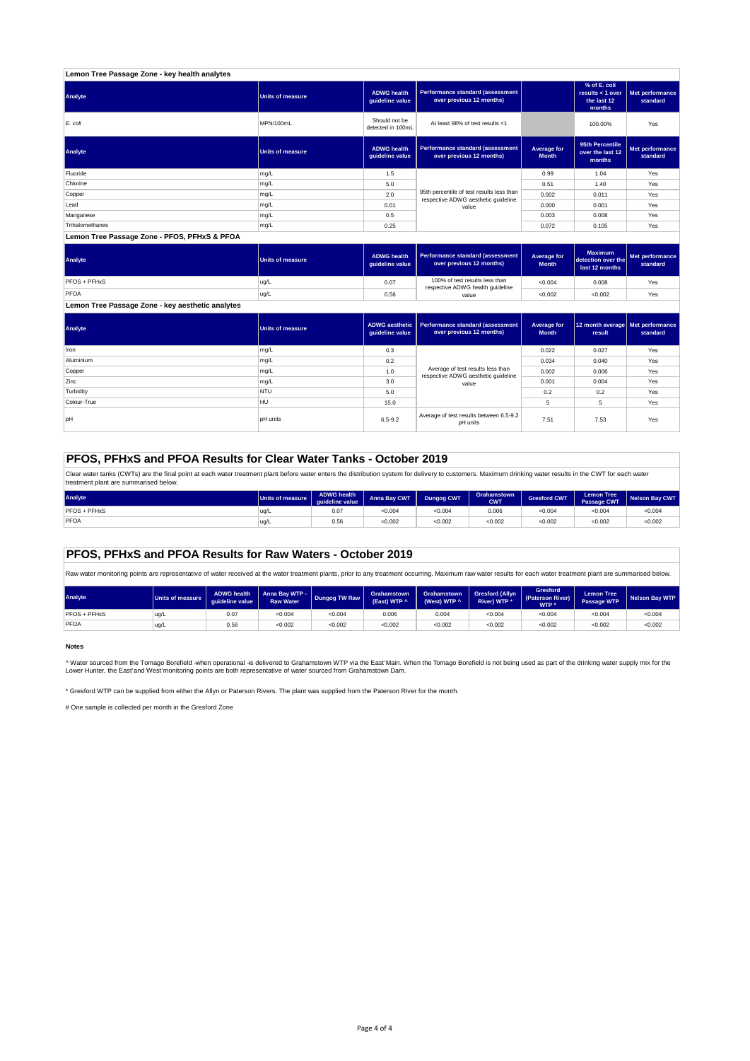### Lemon Tree Passage Zone - key health analytes

| Analyte | Units of measure | ADWG health guideline value | Performance standard (assessment over previous 12 months) | | % of E. coli results < 1 over the last 12 months | Met performance standard |
|---|---|---|---|---|---|---|
| *E. coli* | MPN/100mL | Should not be detected in 100mL | At least 98% of test results <1 | | 100.00% | Yes |

| Analyte | Units of measure | ADWG health guideline value | Performance standard (assessment over previous 12 months) | Average for Month | 95th Percentile over the last 12 months | Met performance standard |
|---|---|---|---|---|---|---|
| Fluoride | mg/L | 1.5 | 95th percentile of test results less than respective ADWG aesthetic guideline value | 0.99 | 1.04 | Yes |
| Chlorine | mg/L | 5.0 | | 0.51 | 1.40 | Yes |
| Copper | mg/L | 2.0 | | 0.002 | 0.011 | Yes |
| Lead | mg/L | 0.01 | | 0.000 | 0.001 | Yes |
| Manganese | mg/L | 0.5 | | 0.003 | 0.008 | Yes |
| Trihalomethanes | mg/L | 0.25 | | 0.072 | 0.105 | Yes |

### Lemon Tree Passage Zone - PFOS, PFHxS & PFOA

| Analyte | Units of measure | ADWG health guideline value | Performance standard (assessment over previous 12 months) | Average for Month | Maximum detection over the last 12 months | Met performance standard |
|---|---|---|---|---|---|---|
| PFOS + PFHxS | ug/L | 0.07 | 100% of test results less than respective ADWG health guideline value | <0.004 | 0.008 | Yes |
| PFOA | ug/L | 0.56 | | <0.002 | <0.002 | Yes |

### Lemon Tree Passage Zone - key aesthetic analytes

| Analyte | Units of measure | ADWG aesthetic guideline value | Performance standard (assessment over previous 12 months) | Average for Month | 12 month average result | Met performance standard |
|---|---|---|---|---|---|---|
| Iron | mg/L | 0.3 | Average of test results less than respective ADWG aesthetic guideline value | 0.022 | 0.027 | Yes |
| Aluminium | mg/L | 0.2 | | 0.034 | 0.040 | Yes |
| Copper | mg/L | 1.0 | | 0.002 | 0.006 | Yes |
| Zinc | mg/L | 3.0 | | 0.001 | 0.004 | Yes |
| Turbidity | NTU | 5.0 | | 0.2 | 0.2 | Yes |
| Colour-True | HU | 15.0 | | 5 | 5 | Yes |
| pH | pH units | 6.5-9.2 | Average of test results between 6.5-9.2 pH units | 7.51 | 7.53 | Yes |

## PFOS, PFHxS and PFOA Results for Clear Water Tanks - October 2019

Clear water tanks (CWTs) are the final point at each water treatment plant before water enters the distribution system for delivery to customers. Maximum drinking water results in the CWT for each water treatment plant are summarised below.

| Analyte | Units of measure | ADWG health guideline value | Anna Bay CWT | Dungog CWT | Grahamstown CWT | Gresford CWT | Lemon Tree Passage CWT | Nelson Bay CWT |
|---|---|---|---|---|---|---|---|---|
| PFOS + PFHxS | ug/L | 0.07 | <0.004 | <0.004 | 0.006 | <0.004 | <0.004 | <0.004 |
| PFOA | ug/L | 0.56 | <0.002 | <0.002 | <0.002 | <0.002 | <0.002 | <0.002 |

## PFOS, PFHxS and PFOA Results for Raw Waters - October 2019

Raw water monitoring points are representative of water received at the water treatment plants, prior to any treatment occurring. Maximum raw water results for each water treatment plant are summarised below.

| Analyte | Units of measure | ADWG health guideline value | Anna Bay WTP - Raw Water | Dungog TW Raw | Grahamstown (East) WTP ^ | Grahamstown (West) WTP ^ | Gresford (Allyn River) WTP * | Gresford (Paterson River) WTP * | Lemon Tree Passage WTP | Nelson Bay WTP |
|---|---|---|---|---|---|---|---|---|---|---|
| PFOS + PFHxS | ug/L | 0.07 | <0.004 | <0.004 | 0.006 | 0.004 | <0.004 | <0.004 | <0.004 | <0.004 |
| PFOA | ug/L | 0.56 | <0.002 | <0.002 | <0.002 | <0.002 | <0.002 | <0.002 | <0.002 | <0.002 |

**Notes**

^ Water sourced from the Tomago Borefield -when operational -is delivered to Grahamstown WTP via the East'Main. When the Tomago Borefield is not being used as part of the drinking water supply mix for the Lower Hunter, the East'and West'monitoring points are both representative of water sourced from Grahamstown Dam.

* Gresford WTP can be supplied from either the Allyn or Paterson Rivers. The plant was supplied from the Paterson River for the month.

# One sample is collected per month in the Gresford Zone